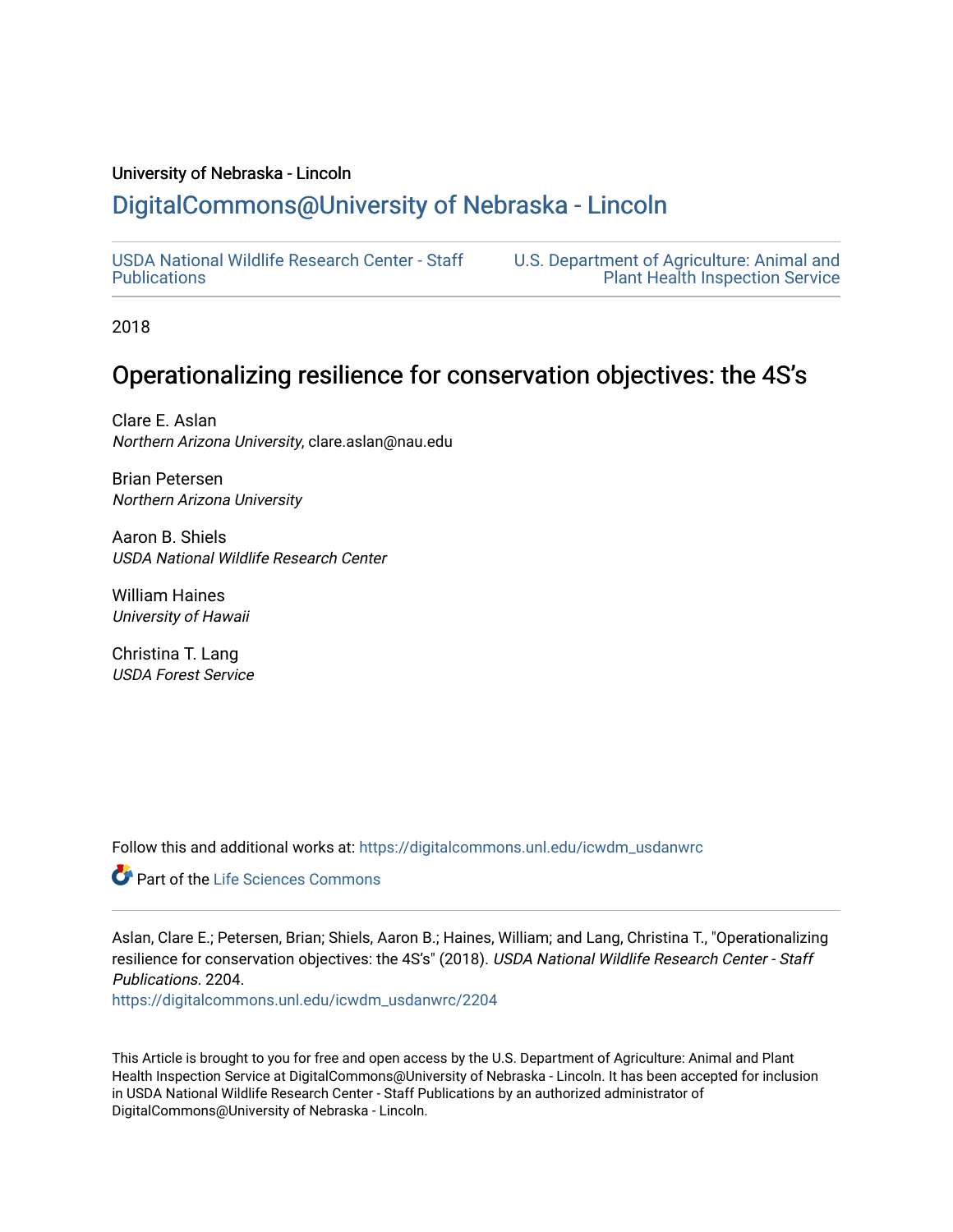University of Nebraska - Lincoln

## DigitalCommons@University of Nebraska - Lincoln

USDA National Wildlife Research Center - Staff Publications

U.S. Department of Agriculture: Animal and Plant Health Inspection Service

2018

# Operationalizing resilience for conservation objectives: the 4S's

Clare E. Aslan
*Northern Arizona University*, clare.aslan@nau.edu

Brian Petersen
*Northern Arizona University*

Aaron B. Shiels
*USDA National Wildlife Research Center*

William Haines
*University of Hawaii*

Christina T. Lang
*USDA Forest Service*

Follow this and additional works at: https://digitalcommons.unl.edu/icwdm_usdanwrc

Part of the Life Sciences Commons

Aslan, Clare E.; Petersen, Brian; Shiels, Aaron B.; Haines, William; and Lang, Christina T., "Operationalizing resilience for conservation objectives: the 4S's" (2018). *USDA National Wildlife Research Center - Staff Publications*. 2204.
https://digitalcommons.unl.edu/icwdm_usdanwrc/2204

This Article is brought to you for free and open access by the U.S. Department of Agriculture: Animal and Plant Health Inspection Service at DigitalCommons@University of Nebraska - Lincoln. It has been accepted for inclusion in USDA National Wildlife Research Center - Staff Publications by an authorized administrator of DigitalCommons@University of Nebraska - Lincoln.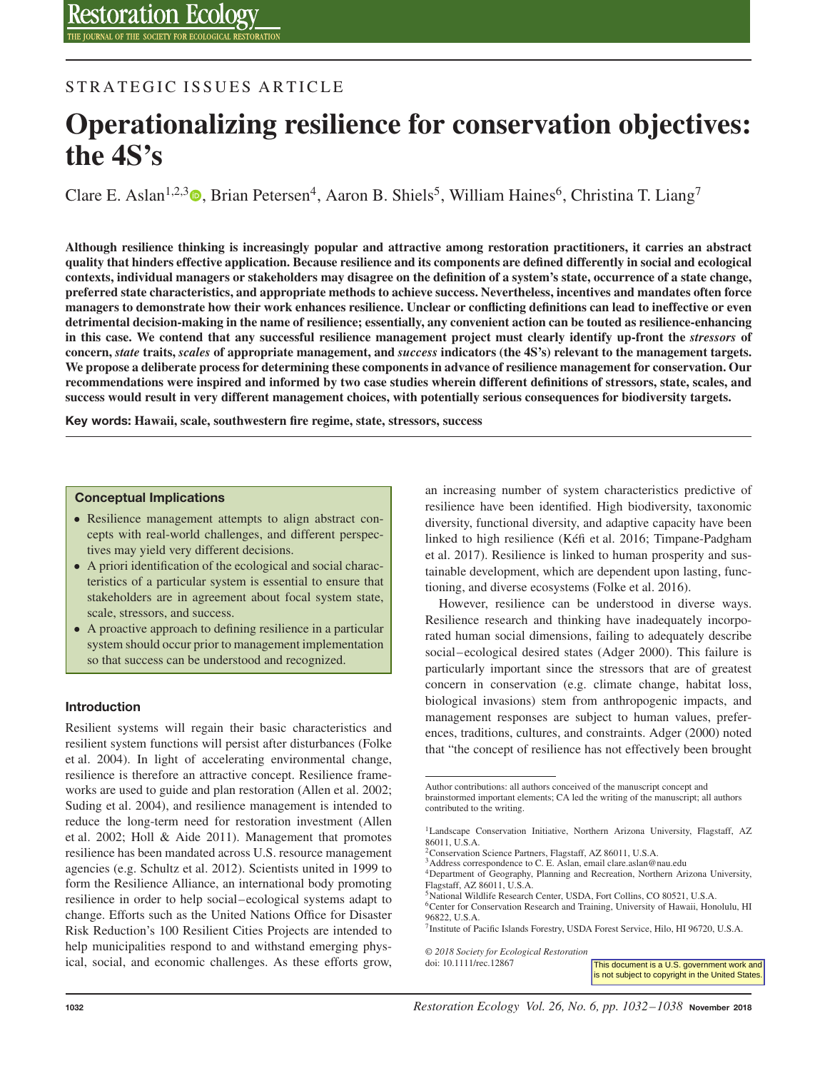## STRATEGIC ISSUES ARTICLE

# Operationalizing resilience for conservation objectives: the 4S's

Clare E. Aslan[1,2,3], Brian Petersen[4], Aaron B. Shiels[5], William Haines[6], Christina T. Liang[7]

**Although resilience thinking is increasingly popular and attractive among restoration practitioners, it carries an abstract quality that hinders effective application. Because resilience and its components are defined differently in social and ecological contexts, individual managers or stakeholders may disagree on the definition of a system's state, occurrence of a state change, preferred state characteristics, and appropriate methods to achieve success. Nevertheless, incentives and mandates often force managers to demonstrate how their work enhances resilience. Unclear or conflicting definitions can lead to ineffective or even detrimental decision-making in the name of resilience; essentially, any convenient action can be touted as resilience-enhancing in this case. We contend that any successful resilience management project must clearly identify up-front the *stressors* of concern, *state* traits, *scales* of appropriate management, and *success* indicators (the 4S's) relevant to the management targets. We propose a deliberate process for determining these components in advance of resilience management for conservation. Our recommendations were inspired and informed by two case studies wherein different definitions of stressors, state, scales, and success would result in very different management choices, with potentially serious consequences for biodiversity targets.**

**Key words: Hawaii, scale, southwestern fire regime, state, stressors, success**

### Conceptual Implications

- Resilience management attempts to align abstract concepts with real-world challenges, and different perspectives may yield very different decisions.
- A priori identification of the ecological and social characteristics of a particular system is essential to ensure that stakeholders are in agreement about focal system state, scale, stressors, and success.
- A proactive approach to defining resilience in a particular system should occur prior to management implementation so that success can be understood and recognized.

### Introduction

Resilient systems will regain their basic characteristics and resilient system functions will persist after disturbances (Folke et al. 2004). In light of accelerating environmental change, resilience is therefore an attractive concept. Resilience frameworks are used to guide and plan restoration (Allen et al. 2002; Suding et al. 2004), and resilience management is intended to reduce the long-term need for restoration investment (Allen et al. 2002; Holl & Aide 2011). Management that promotes resilience has been mandated across U.S. resource management agencies (e.g. Schultz et al. 2012). Scientists united in 1999 to form the Resilience Alliance, an international body promoting resilience in order to help social–ecological systems adapt to change. Efforts such as the United Nations Office for Disaster Risk Reduction's 100 Resilient Cities Projects are intended to help municipalities respond to and withstand emerging physical, social, and economic challenges. As these efforts grow, an increasing number of system characteristics predictive of resilience have been identified. High biodiversity, taxonomic diversity, functional diversity, and adaptive capacity have been linked to high resilience (Kéfi et al. 2016; Timpane-Padgham et al. 2017). Resilience is linked to human prosperity and sustainable development, which are dependent upon lasting, functioning, and diverse ecosystems (Folke et al. 2016).

However, resilience can be understood in diverse ways. Resilience research and thinking have inadequately incorporated human social dimensions, failing to adequately describe social–ecological desired states (Adger 2000). This failure is particularly important since the stressors that are of greatest concern in conservation (e.g. climate change, habitat loss, biological invasions) stem from anthropogenic impacts, and management responses are subject to human values, preferences, traditions, cultures, and constraints. Adger (2000) noted that "the concept of resilience has not effectively been brought

---

Author contributions: all authors conceived of the manuscript concept and brainstormed important elements; CA led the writing of the manuscript; all authors contributed to the writing.

[1]Landscape Conservation Initiative, Northern Arizona University, Flagstaff, AZ 86011, U.S.A.
[2]Conservation Science Partners, Flagstaff, AZ 86011, U.S.A.
[3]Address correspondence to C. E. Aslan, email clare.aslan@nau.edu
[4]Department of Geography, Planning and Recreation, Northern Arizona University, Flagstaff, AZ 86011, U.S.A.
[5]National Wildlife Research Center, USDA, Fort Collins, CO 80521, U.S.A.
[6]Center for Conservation Research and Training, University of Hawaii, Honolulu, HI 96822, U.S.A.
[7]Institute of Pacific Islands Forestry, USDA Forest Service, Hilo, HI 96720, U.S.A.

© 2018 Society for Ecological Restoration
doi: 10.1111/rec.12867

This document is a U.S. government work and is not subject to copyright in the United States.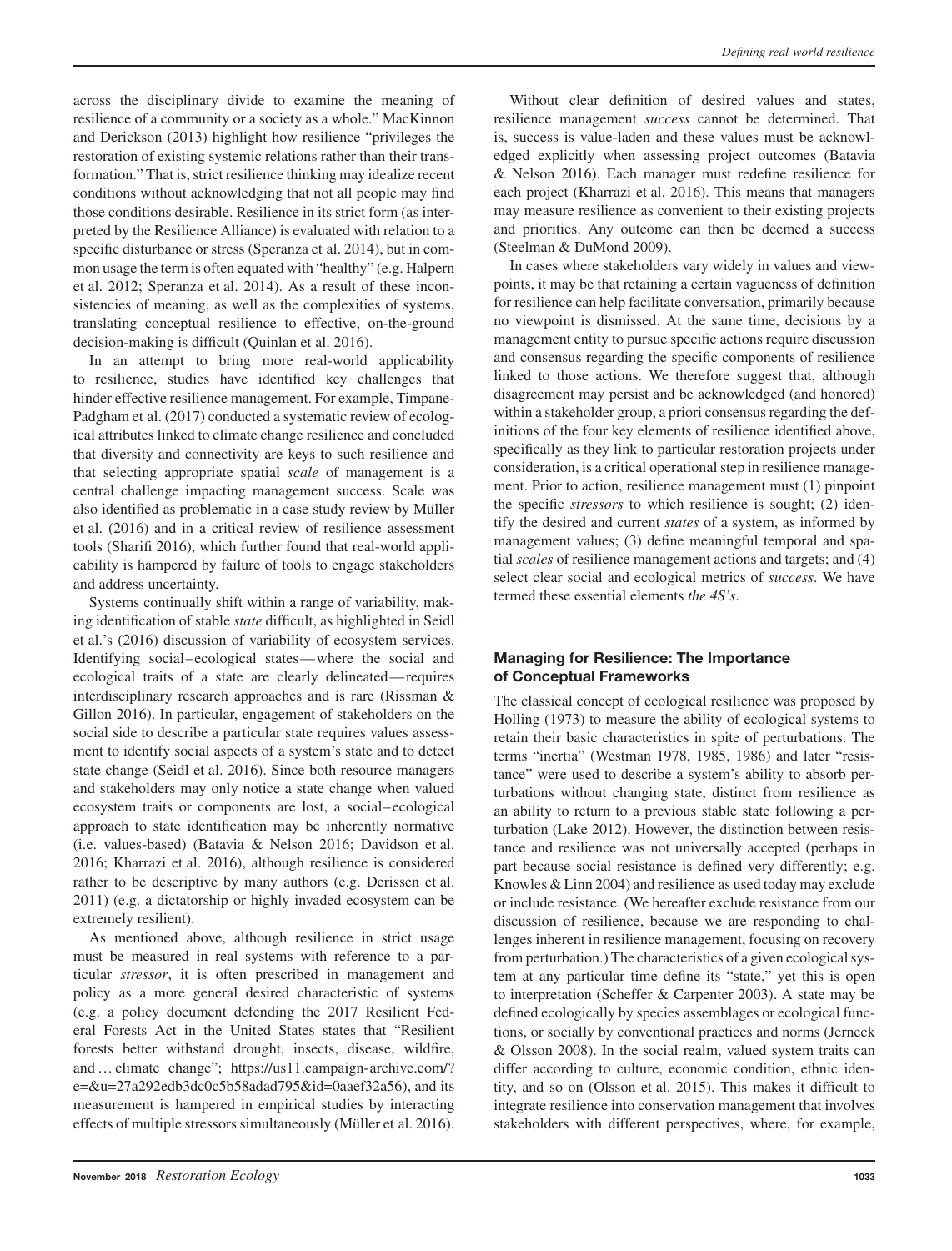across the disciplinary divide to examine the meaning of resilience of a community or a society as a whole." MacKinnon and Derickson (2013) highlight how resilience "privileges the restoration of existing systemic relations rather than their transformation." That is, strict resilience thinking may idealize recent conditions without acknowledging that not all people may find those conditions desirable. Resilience in its strict form (as interpreted by the Resilience Alliance) is evaluated with relation to a specific disturbance or stress (Speranza et al. 2014), but in common usage the term is often equated with "healthy" (e.g. Halpern et al. 2012; Speranza et al. 2014). As a result of these inconsistencies of meaning, as well as the complexities of systems, translating conceptual resilience to effective, on-the-ground decision-making is difficult (Quinlan et al. 2016).

In an attempt to bring more real-world applicability to resilience, studies have identified key challenges that hinder effective resilience management. For example, Timpane-Padgham et al. (2017) conducted a systematic review of ecological attributes linked to climate change resilience and concluded that diversity and connectivity are keys to such resilience and that selecting appropriate spatial *scale* of management is a central challenge impacting management success. Scale was also identified as problematic in a case study review by Müller et al. (2016) and in a critical review of resilience assessment tools (Sharifi 2016), which further found that real-world applicability is hampered by failure of tools to engage stakeholders and address uncertainty.

Systems continually shift within a range of variability, making identification of stable *state* difficult, as highlighted in Seidl et al.'s (2016) discussion of variability of ecosystem services. Identifying social–ecological states—where the social and ecological traits of a state are clearly delineated—requires interdisciplinary research approaches and is rare (Rissman & Gillon 2016). In particular, engagement of stakeholders on the social side to describe a particular state requires values assessment to identify social aspects of a system's state and to detect state change (Seidl et al. 2016). Since both resource managers and stakeholders may only notice a state change when valued ecosystem traits or components are lost, a social–ecological approach to state identification may be inherently normative (i.e. values-based) (Batavia & Nelson 2016; Davidson et al. 2016; Kharrazi et al. 2016), although resilience is considered rather to be descriptive by many authors (e.g. Derissen et al. 2011) (e.g. a dictatorship or highly invaded ecosystem can be extremely resilient).

As mentioned above, although resilience in strict usage must be measured in real systems with reference to a particular *stressor*, it is often prescribed in management and policy as a more general desired characteristic of systems (e.g. a policy document defending the 2017 Resilient Federal Forests Act in the United States states that "Resilient forests better withstand drought, insects, disease, wildfire, and … climate change"; https://us11.campaign-archive.com/?e=&u=27a292edb3dc0c5b58adad795&id=0aaef32a56), and its measurement is hampered in empirical studies by interacting effects of multiple stressors simultaneously (Müller et al. 2016).

Without clear definition of desired values and states, resilience management *success* cannot be determined. That is, success is value-laden and these values must be acknowledged explicitly when assessing project outcomes (Batavia & Nelson 2016). Each manager must redefine resilience for each project (Kharrazi et al. 2016). This means that managers may measure resilience as convenient to their existing projects and priorities. Any outcome can then be deemed a success (Steelman & DuMond 2009).

In cases where stakeholders vary widely in values and viewpoints, it may be that retaining a certain vagueness of definition for resilience can help facilitate conversation, primarily because no viewpoint is dismissed. At the same time, decisions by a management entity to pursue specific actions require discussion and consensus regarding the specific components of resilience linked to those actions. We therefore suggest that, although disagreement may persist and be acknowledged (and honored) within a stakeholder group, a priori consensus regarding the definitions of the four key elements of resilience identified above, specifically as they link to particular restoration projects under consideration, is a critical operational step in resilience management. Prior to action, resilience management must (1) pinpoint the specific *stressors* to which resilience is sought; (2) identify the desired and current *states* of a system, as informed by management values; (3) define meaningful temporal and spatial *scales* of resilience management actions and targets; and (4) select clear social and ecological metrics of *success*. We have termed these essential elements *the 4S's*.

## Managing for Resilience: The Importance of Conceptual Frameworks

The classical concept of ecological resilience was proposed by Holling (1973) to measure the ability of ecological systems to retain their basic characteristics in spite of perturbations. The terms "inertia" (Westman 1978, 1985, 1986) and later "resistance" were used to describe a system's ability to absorb perturbations without changing state, distinct from resilience as an ability to return to a previous stable state following a perturbation (Lake 2012). However, the distinction between resistance and resilience was not universally accepted (perhaps in part because social resistance is defined very differently; e.g. Knowles & Linn 2004) and resilience as used today may exclude or include resistance. (We hereafter exclude resistance from our discussion of resilience, because we are responding to challenges inherent in resilience management, focusing on recovery from perturbation.) The characteristics of a given ecological system at any particular time define its "state," yet this is open to interpretation (Scheffer & Carpenter 2003). A state may be defined ecologically by species assemblages or ecological functions, or socially by conventional practices and norms (Jerneck & Olsson 2008). In the social realm, valued system traits can differ according to culture, economic condition, ethnic identity, and so on (Olsson et al. 2015). This makes it difficult to integrate resilience into conservation management that involves stakeholders with different perspectives, where, for example,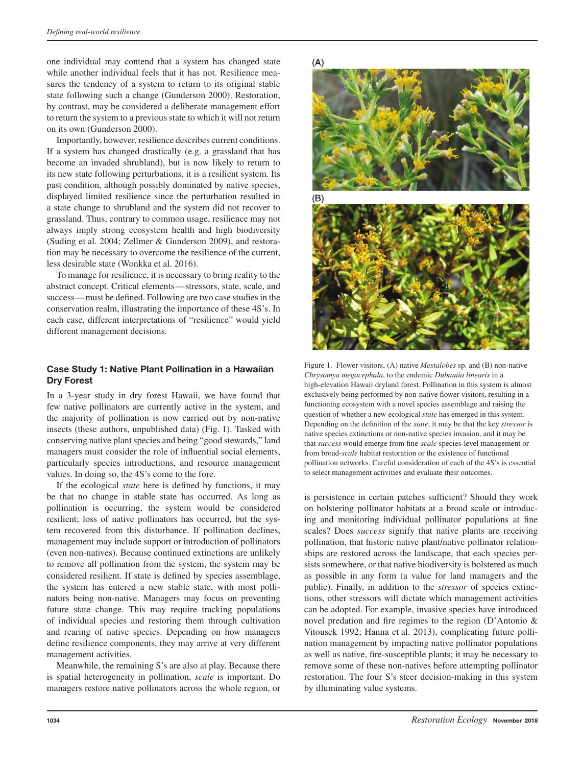one individual may contend that a system has changed state while another individual feels that it has not. Resilience measures the tendency of a system to return to its original stable state following such a change (Gunderson 2000). Restoration, by contrast, may be considered a deliberate management effort to return the system to a previous state to which it will not return on its own (Gunderson 2000).

Importantly, however, resilience describes current conditions. If a system has changed drastically (e.g. a grassland that has become an invaded shrubland), but is now likely to return to its new state following perturbations, it is a resilient system. Its past condition, although possibly dominated by native species, displayed limited resilience since the perturbation resulted in a state change to shrubland and the system did not recover to grassland. Thus, contrary to common usage, resilience may not always imply strong ecosystem health and high biodiversity (Suding et al. 2004; Zellmer & Gunderson 2009), and restoration may be necessary to overcome the resilience of the current, less desirable state (Wonkka et al. 2016).

To manage for resilience, it is necessary to bring reality to the abstract concept. Critical elements—stressors, state, scale, and success—must be defined. Following are two case studies in the conservation realm, illustrating the importance of these 4S's. In each case, different interpretations of "resilience" would yield different management decisions.

## Case Study 1: Native Plant Pollination in a Hawaiian Dry Forest

In a 3-year study in dry forest Hawaii, we have found that few native pollinators are currently active in the system, and the majority of pollination is now carried out by non-native insects (these authors, unpublished data) (Fig. 1). Tasked with conserving native plant species and being "good stewards," land managers must consider the role of influential social elements, particularly species introductions, and resource management values. In doing so, the 4S's come to the fore.

If the ecological *state* here is defined by functions, it may be that no change in stable state has occurred. As long as pollination is occurring, the system would be considered resilient; loss of native pollinators has occurred, but the system recovered from this disturbance. If pollination declines, management may include support or introduction of pollinators (even non-natives). Because continued extinctions are unlikely to remove all pollination from the system, the system may be considered resilient. If state is defined by species assemblage, the system has entered a new stable state, with most pollinators being non-native. Managers may focus on preventing future state change. This may require tracking populations of individual species and restoring them through cultivation and rearing of native species. Depending on how managers define resilience components, they may arrive at very different management activities.

Meanwhile, the remaining S's are also at play. Because there is spatial heterogeneity in pollination, *scale* is important. Do managers restore native pollinators across the whole region, or is persistence in certain patches sufficient? Should they work on bolstering pollinator habitats at a broad scale or introducing and monitoring individual pollinator populations at fine scales? Does *success* signify that native plants are receiving pollination, that historic native plant/native pollinator relationships are restored across the landscape, that each species persists somewhere, or that native biodiversity is bolstered as much as possible in any form (a value for land managers and the public). Finally, in addition to the *stressor* of species extinctions, other stressors will dictate which management activities can be adopted. For example, invasive species have introduced novel predation and fire regimes to the region (D'Antonio & Vitousek 1992; Hanna et al. 2013), complicating future pollination management by impacting native pollinator populations as well as native, fire-susceptible plants; it may be necessary to remove some of these non-natives before attempting pollinator restoration. The four S's steer decision-making in this system by illuminating value systems.

Figure 1. Flower visitors, (A) native *Mestalobes* sp. and (B) non-native *Chrysomya megacephala*, to the endemic *Dubautia linearis* in a high-elevation Hawaii dryland forest. Pollination in this system is almost exclusively being performed by non-native flower visitors, resulting in a functioning ecosystem with a novel species assemblage and raising the question of whether a new ecological *state* has emerged in this system. Depending on the definition of the *state*, it may be that the key *stressor* is native species extinctions or non-native species invasion, and it may be that *success* would emerge from fine-*scale* species-level management or from broad-*scale* habitat restoration or the existence of functional pollination networks. Careful consideration of each of the 4S's is essential to select management activities and evaluate their outcomes.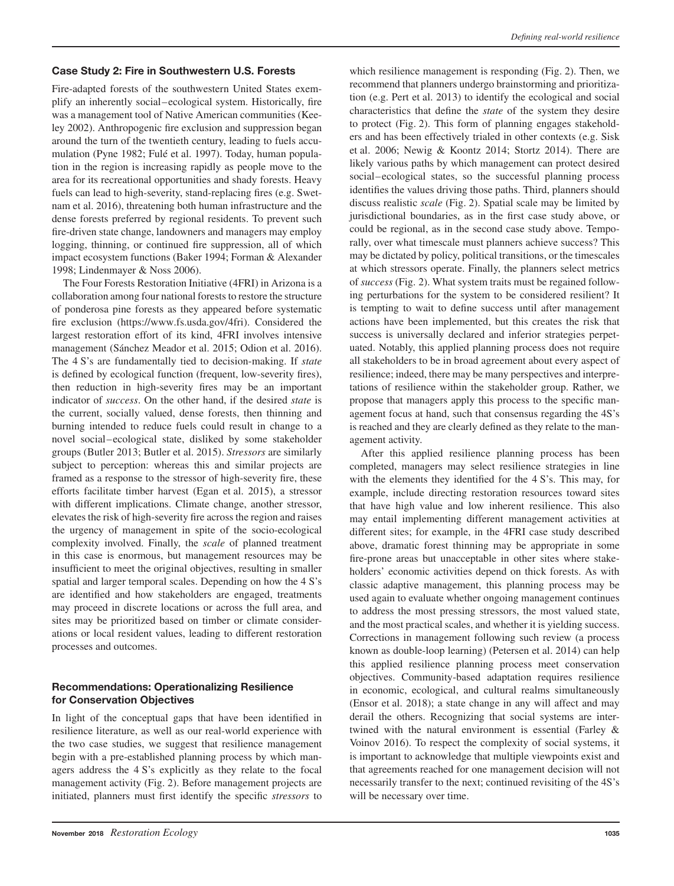### Case Study 2: Fire in Southwestern U.S. Forests

Fire-adapted forests of the southwestern United States exemplify an inherently social–ecological system. Historically, fire was a management tool of Native American communities (Keeley 2002). Anthropogenic fire exclusion and suppression began around the turn of the twentieth century, leading to fuels accumulation (Pyne 1982; Fulé et al. 1997). Today, human population in the region is increasing rapidly as people move to the area for its recreational opportunities and shady forests. Heavy fuels can lead to high-severity, stand-replacing fires (e.g. Swetnam et al. 2016), threatening both human infrastructure and the dense forests preferred by regional residents. To prevent such fire-driven state change, landowners and managers may employ logging, thinning, or continued fire suppression, all of which impact ecosystem functions (Baker 1994; Forman & Alexander 1998; Lindenmayer & Noss 2006).

The Four Forests Restoration Initiative (4FRI) in Arizona is a collaboration among four national forests to restore the structure of ponderosa pine forests as they appeared before systematic fire exclusion (https://www.fs.usda.gov/4fri). Considered the largest restoration effort of its kind, 4FRI involves intensive management (Sánchez Meador et al. 2015; Odion et al. 2016). The 4 S's are fundamentally tied to decision-making. If *state* is defined by ecological function (frequent, low-severity fires), then reduction in high-severity fires may be an important indicator of *success*. On the other hand, if the desired *state* is the current, socially valued, dense forests, then thinning and burning intended to reduce fuels could result in change to a novel social–ecological state, disliked by some stakeholder groups (Butler 2013; Butler et al. 2015). *Stressors* are similarly subject to perception: whereas this and similar projects are framed as a response to the stressor of high-severity fire, these efforts facilitate timber harvest (Egan et al. 2015), a stressor with different implications. Climate change, another stressor, elevates the risk of high-severity fire across the region and raises the urgency of management in spite of the socio-ecological complexity involved. Finally, the *scale* of planned treatment in this case is enormous, but management resources may be insufficient to meet the original objectives, resulting in smaller spatial and larger temporal scales. Depending on how the 4 S's are identified and how stakeholders are engaged, treatments may proceed in discrete locations or across the full area, and sites may be prioritized based on timber or climate considerations or local resident values, leading to different restoration processes and outcomes.

## Recommendations: Operationalizing Resilience for Conservation Objectives

In light of the conceptual gaps that have been identified in resilience literature, as well as our real-world experience with the two case studies, we suggest that resilience management begin with a pre-established planning process by which managers address the 4 S's explicitly as they relate to the focal management activity (Fig. 2). Before management projects are initiated, planners must first identify the specific *stressors* to which resilience management is responding (Fig. 2). Then, we recommend that planners undergo brainstorming and prioritization (e.g. Pert et al. 2013) to identify the ecological and social characteristics that define the *state* of the system they desire to protect (Fig. 2). This form of planning engages stakeholders and has been effectively trialed in other contexts (e.g. Sisk et al. 2006; Newig & Koontz 2014; Stortz 2014). There are likely various paths by which management can protect desired social–ecological states, so the successful planning process identifies the values driving those paths. Third, planners should discuss realistic *scale* (Fig. 2). Spatial scale may be limited by jurisdictional boundaries, as in the first case study above, or could be regional, as in the second case study above. Temporally, over what timescale must planners achieve success? This may be dictated by policy, political transitions, or the timescales at which stressors operate. Finally, the planners select metrics of *success* (Fig. 2). What system traits must be regained following perturbations for the system to be considered resilient? It is tempting to wait to define success until after management actions have been implemented, but this creates the risk that success is universally declared and inferior strategies perpetuated. Notably, this applied planning process does not require all stakeholders to be in broad agreement about every aspect of resilience; indeed, there may be many perspectives and interpretations of resilience within the stakeholder group. Rather, we propose that managers apply this process to the specific management focus at hand, such that consensus regarding the 4S's is reached and they are clearly defined as they relate to the management activity.

After this applied resilience planning process has been completed, managers may select resilience strategies in line with the elements they identified for the 4 S's. This may, for example, include directing restoration resources toward sites that have high value and low inherent resilience. This also may entail implementing different management activities at different sites; for example, in the 4FRI case study described above, dramatic forest thinning may be appropriate in some fire-prone areas but unacceptable in other sites where stakeholders' economic activities depend on thick forests. As with classic adaptive management, this planning process may be used again to evaluate whether ongoing management continues to address the most pressing stressors, the most valued state, and the most practical scales, and whether it is yielding success. Corrections in management following such review (a process known as double-loop learning) (Petersen et al. 2014) can help this applied resilience planning process meet conservation objectives. Community-based adaptation requires resilience in economic, ecological, and cultural realms simultaneously (Ensor et al. 2018); a state change in any will affect and may derail the others. Recognizing that social systems are intertwined with the natural environment is essential (Farley & Voinov 2016). To respect the complexity of social systems, it is important to acknowledge that multiple viewpoints exist and that agreements reached for one management decision will not necessarily transfer to the next; continued revisiting of the 4S's will be necessary over time.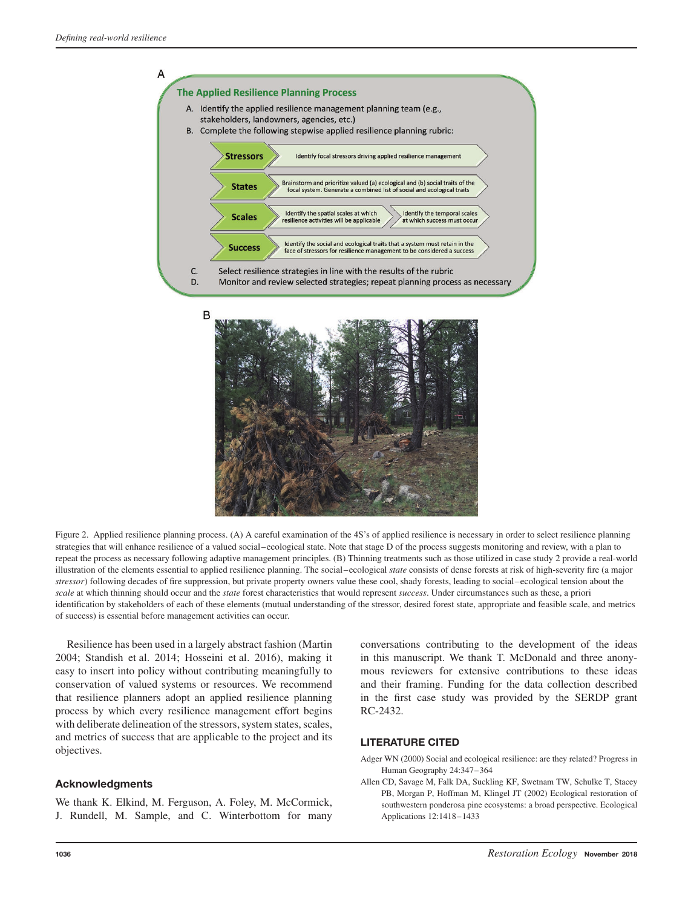A

**The Applied Resilience Planning Process**

A. Identify the applied resilience management planning team (e.g., stakeholders, landowners, agencies, etc.)

B. Complete the following stepwise applied resilience planning rubric:

- **Stressors** — Identify focal stressors driving applied resilience management
- **States** — Brainstorm and prioritize valued (a) ecological and (b) social traits of the focal system. Generate a combined list of social and ecological traits
- **Scales** — Identify the spatial scales at which resilience activities will be applicable — Identify the temporal scales at which success must occur
- **Success** — Identify the social and ecological traits that a system must retain in the face of stressors for resilience management to be considered a success

C. Select resilience strategies in line with the results of the rubric

D. Monitor and review selected strategies; repeat planning process as necessary

B

Figure 2. Applied resilience planning process. (A) A careful examination of the 4S's of applied resilience is necessary in order to select resilience planning strategies that will enhance resilience of a valued social–ecological state. Note that stage D of the process suggests monitoring and review, with a plan to repeat the process as necessary following adaptive management principles. (B) Thinning treatments such as those utilized in case study 2 provide a real-world illustration of the elements essential to applied resilience planning. The social–ecological *state* consists of dense forests at risk of high-severity fire (a major *stressor*) following decades of fire suppression, but private property owners value these cool, shady forests, leading to social–ecological tension about the *scale* at which thinning should occur and the *state* forest characteristics that would represent *success*. Under circumstances such as these, a priori identification by stakeholders of each of these elements (mutual understanding of the stressor, desired forest state, appropriate and feasible scale, and metrics of success) is essential before management activities can occur.

Resilience has been used in a largely abstract fashion (Martin 2004; Standish et al. 2014; Hosseini et al. 2016), making it easy to insert into policy without contributing meaningfully to conservation of valued systems or resources. We recommend that resilience planners adopt an applied resilience planning process by which every resilience management effort begins with deliberate delineation of the stressors, system states, scales, and metrics of success that are applicable to the project and its objectives.

## Acknowledgments

We thank K. Elkind, M. Ferguson, A. Foley, M. McCormick, J. Rundell, M. Sample, and C. Winterbottom for many conversations contributing to the development of the ideas in this manuscript. We thank T. McDonald and three anonymous reviewers for extensive contributions to these ideas and their framing. Funding for the data collection described in the first case study was provided by the SERDP grant RC-2432.

## LITERATURE CITED

Adger WN (2000) Social and ecological resilience: are they related? Progress in Human Geography 24:347–364

Allen CD, Savage M, Falk DA, Suckling KF, Swetnam TW, Schulke T, Stacey PB, Morgan P, Hoffman M, Klingel JT (2002) Ecological restoration of southwestern ponderosa pine ecosystems: a broad perspective. Ecological Applications 12:1418–1433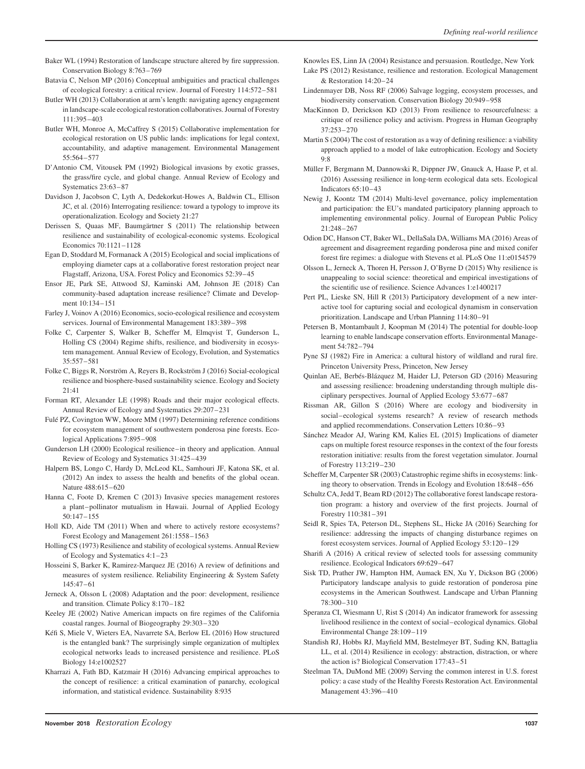Baker WL (1994) Restoration of landscape structure altered by fire suppression. Conservation Biology 8:763–769

Batavia C, Nelson MP (2016) Conceptual ambiguities and practical challenges of ecological forestry: a critical review. Journal of Forestry 114:572–581

Butler WH (2013) Collaboration at arm's length: navigating agency engagement in landscape-scale ecological restoration collaboratives. Journal of Forestry 111:395–403

Butler WH, Monroe A, McCaffrey S (2015) Collaborative implementation for ecological restoration on US public lands: implications for legal context, accountability, and adaptive management. Environmental Management 55:564–577

D'Antonio CM, Vitousek PM (1992) Biological invasions by exotic grasses, the grass/fire cycle, and global change. Annual Review of Ecology and Systematics 23:63–87

Davidson J, Jacobson C, Lyth A, Dedekorkut-Howes A, Baldwin CL, Ellison JC, et al. (2016) Interrogating resilience: toward a typology to improve its operationalization. Ecology and Society 21:27

Derissen S, Quaas MF, Baumgärtner S (2011) The relationship between resilience and sustainability of ecological-economic systems. Ecological Economics 70:1121–1128

Egan D, Stoddard M, Formanack A (2015) Ecological and social implications of employing diameter caps at a collaborative forest restoration project near Flagstaff, Arizona, USA. Forest Policy and Economics 52:39–45

Ensor JE, Park SE, Attwood SJ, Kaminski AM, Johnson JE (2018) Can community-based adaptation increase resilience? Climate and Development 10:134–151

Farley J, Voinov A (2016) Economics, socio-ecological resilience and ecosystem services. Journal of Environmental Management 183:389–398

Folke C, Carpenter S, Walker B, Scheffer M, Elmqvist T, Gunderson L, Holling CS (2004) Regime shifts, resilience, and biodiversity in ecosystem management. Annual Review of Ecology, Evolution, and Systematics 35:557–581

Folke C, Biggs R, Norström A, Reyers B, Rockström J (2016) Social-ecological resilience and biosphere-based sustainability science. Ecology and Society 21:41

Forman RT, Alexander LE (1998) Roads and their major ecological effects. Annual Review of Ecology and Systematics 29:207–231

Fulé PZ, Covington WW, Moore MM (1997) Determining reference conditions for ecosystem management of southwestern ponderosa pine forests. Ecological Applications 7:895–908

Gunderson LH (2000) Ecological resilience–in theory and application. Annual Review of Ecology and Systematics 31:425–439

Halpern BS, Longo C, Hardy D, McLeod KL, Samhouri JF, Katona SK, et al. (2012) An index to assess the health and benefits of the global ocean. Nature 488:615–620

Hanna C, Foote D, Kremen C (2013) Invasive species management restores a plant–pollinator mutualism in Hawaii. Journal of Applied Ecology 50:147–155

Holl KD, Aide TM (2011) When and where to actively restore ecosystems? Forest Ecology and Management 261:1558–1563

Holling CS (1973) Resilience and stability of ecological systems. Annual Review of Ecology and Systematics 4:1–23

Hosseini S, Barker K, Ramirez-Marquez JE (2016) A review of definitions and measures of system resilience. Reliability Engineering & System Safety 145:47–61

Jerneck A, Olsson L (2008) Adaptation and the poor: development, resilience and transition. Climate Policy 8:170–182

Keeley JE (2002) Native American impacts on fire regimes of the California coastal ranges. Journal of Biogeography 29:303–320

Kéfi S, Miele V, Wieters EA, Navarrete SA, Berlow EL (2016) How structured is the entangled bank? The surprisingly simple organization of multiplex ecological networks leads to increased persistence and resilience. PLoS Biology 14:e1002527

Kharrazi A, Fath BD, Katzmair H (2016) Advancing empirical approaches to the concept of resilience: a critical examination of panarchy, ecological information, and statistical evidence. Sustainability 8:935

Knowles ES, Linn JA (2004) Resistance and persuasion. Routledge, New York

Lake PS (2012) Resistance, resilience and restoration. Ecological Management & Restoration 14:20–24

Lindenmayer DB, Noss RF (2006) Salvage logging, ecosystem processes, and biodiversity conservation. Conservation Biology 20:949–958

MacKinnon D, Derickson KD (2013) From resilience to resourcefulness: a critique of resilience policy and activism. Progress in Human Geography 37:253–270

Martin S (2004) The cost of restoration as a way of defining resilience: a viability approach applied to a model of lake eutrophication. Ecology and Society 9:8

Müller F, Bergmann M, Dannowski R, Dippner JW, Gnauck A, Haase P, et al. (2016) Assessing resilience in long-term ecological data sets. Ecological Indicators 65:10–43

Newig J, Koontz TM (2014) Multi-level governance, policy implementation and participation: the EU's mandated participatory planning approach to implementing environmental policy. Journal of European Public Policy 21:248–267

Odion DC, Hanson CT, Baker WL, DellaSala DA, Williams MA (2016) Areas of agreement and disagreement regarding ponderosa pine and mixed conifer forest fire regimes: a dialogue with Stevens et al. PLoS One 11:e0154579

Olsson L, Jerneck A, Thoren H, Persson J, O'Byrne D (2015) Why resilience is unappealing to social science: theoretical and empirical investigations of the scientific use of resilience. Science Advances 1:e1400217

Pert PL, Lieske SN, Hill R (2013) Participatory development of a new interactive tool for capturing social and ecological dynamism in conservation prioritization. Landscape and Urban Planning 114:80–91

Petersen B, Montambault J, Koopman M (2014) The potential for double-loop learning to enable landscape conservation efforts. Environmental Management 54:782–794

Pyne SJ (1982) Fire in America: a cultural history of wildland and rural fire. Princeton University Press, Princeton, New Jersey

Quinlan AE, Berbés-Blázquez M, Haider LJ, Peterson GD (2016) Measuring and assessing resilience: broadening understanding through multiple disciplinary perspectives. Journal of Applied Ecology 53:677–687

Rissman AR, Gillon S (2016) Where are ecology and biodiversity in social–ecological systems research? A review of research methods and applied recommendations. Conservation Letters 10:86–93

Sánchez Meador AJ, Waring KM, Kalies EL (2015) Implications of diameter caps on multiple forest resource responses in the context of the four forests restoration initiative: results from the forest vegetation simulator. Journal of Forestry 113:219–230

Scheffer M, Carpenter SR (2003) Catastrophic regime shifts in ecosystems: linking theory to observation. Trends in Ecology and Evolution 18:648–656

Schultz CA, Jedd T, Beam RD (2012) The collaborative forest landscape restoration program: a history and overview of the first projects. Journal of Forestry 110:381–391

Seidl R, Spies TA, Peterson DL, Stephens SL, Hicke JA (2016) Searching for resilience: addressing the impacts of changing disturbance regimes on forest ecosystem services. Journal of Applied Ecology 53:120–129

Sharifi A (2016) A critical review of selected tools for assessing community resilience. Ecological Indicators 69:629–647

Sisk TD, Prather JW, Hampton HM, Aumack EN, Xu Y, Dickson BG (2006) Participatory landscape analysis to guide restoration of ponderosa pine ecosystems in the American Southwest. Landscape and Urban Planning 78:300–310

Speranza CI, Wiesmann U, Rist S (2014) An indicator framework for assessing livelihood resilience in the context of social–ecological dynamics. Global Environmental Change 28:109–119

Standish RJ, Hobbs RJ, Mayfield MM, Bestelmeyer BT, Suding KN, Battaglia LL, et al. (2014) Resilience in ecology: abstraction, distraction, or where the action is? Biological Conservation 177:43–51

Steelman TA, DuMond ME (2009) Serving the common interest in U.S. forest policy: a case study of the Healthy Forests Restoration Act. Environmental Management 43:396–410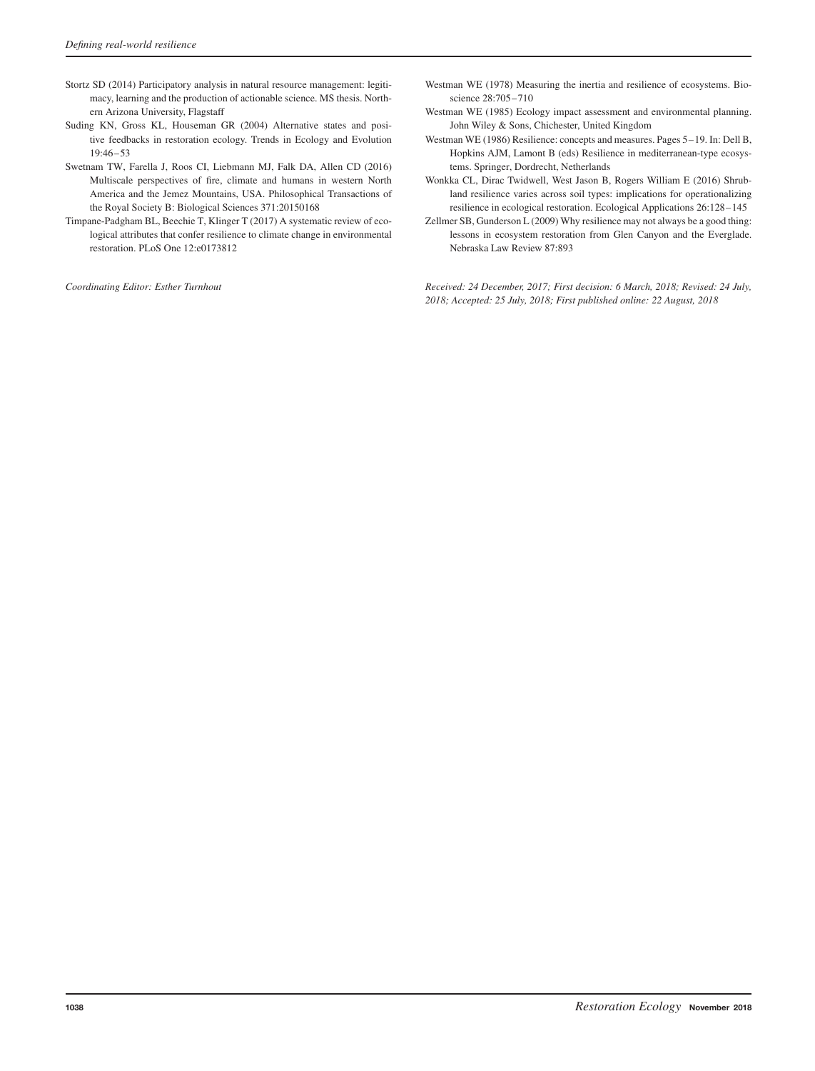Stortz SD (2014) Participatory analysis in natural resource management: legitimacy, learning and the production of actionable science. MS thesis. Northern Arizona University, Flagstaff

Suding KN, Gross KL, Houseman GR (2004) Alternative states and positive feedbacks in restoration ecology. Trends in Ecology and Evolution 19:46–53

Swetnam TW, Farella J, Roos CI, Liebmann MJ, Falk DA, Allen CD (2016) Multiscale perspectives of fire, climate and humans in western North America and the Jemez Mountains, USA. Philosophical Transactions of the Royal Society B: Biological Sciences 371:20150168

Timpane-Padgham BL, Beechie T, Klinger T (2017) A systematic review of ecological attributes that confer resilience to climate change in environmental restoration. PLoS One 12:e0173812

Westman WE (1978) Measuring the inertia and resilience of ecosystems. Bioscience 28:705–710

Westman WE (1985) Ecology impact assessment and environmental planning. John Wiley & Sons, Chichester, United Kingdom

Westman WE (1986) Resilience: concepts and measures. Pages 5–19. In: Dell B, Hopkins AJM, Lamont B (eds) Resilience in mediterranean-type ecosystems. Springer, Dordrecht, Netherlands

Wonkka CL, Dirac Twidwell, West Jason B, Rogers William E (2016) Shrubland resilience varies across soil types: implications for operationalizing resilience in ecological restoration. Ecological Applications 26:128–145

Zellmer SB, Gunderson L (2009) Why resilience may not always be a good thing: lessons in ecosystem restoration from Glen Canyon and the Everglade. Nebraska Law Review 87:893

*Coordinating Editor: Esther Turnhout*

*Received: 24 December, 2017; First decision: 6 March, 2018; Revised: 24 July, 2018; Accepted: 25 July, 2018; First published online: 22 August, 2018*